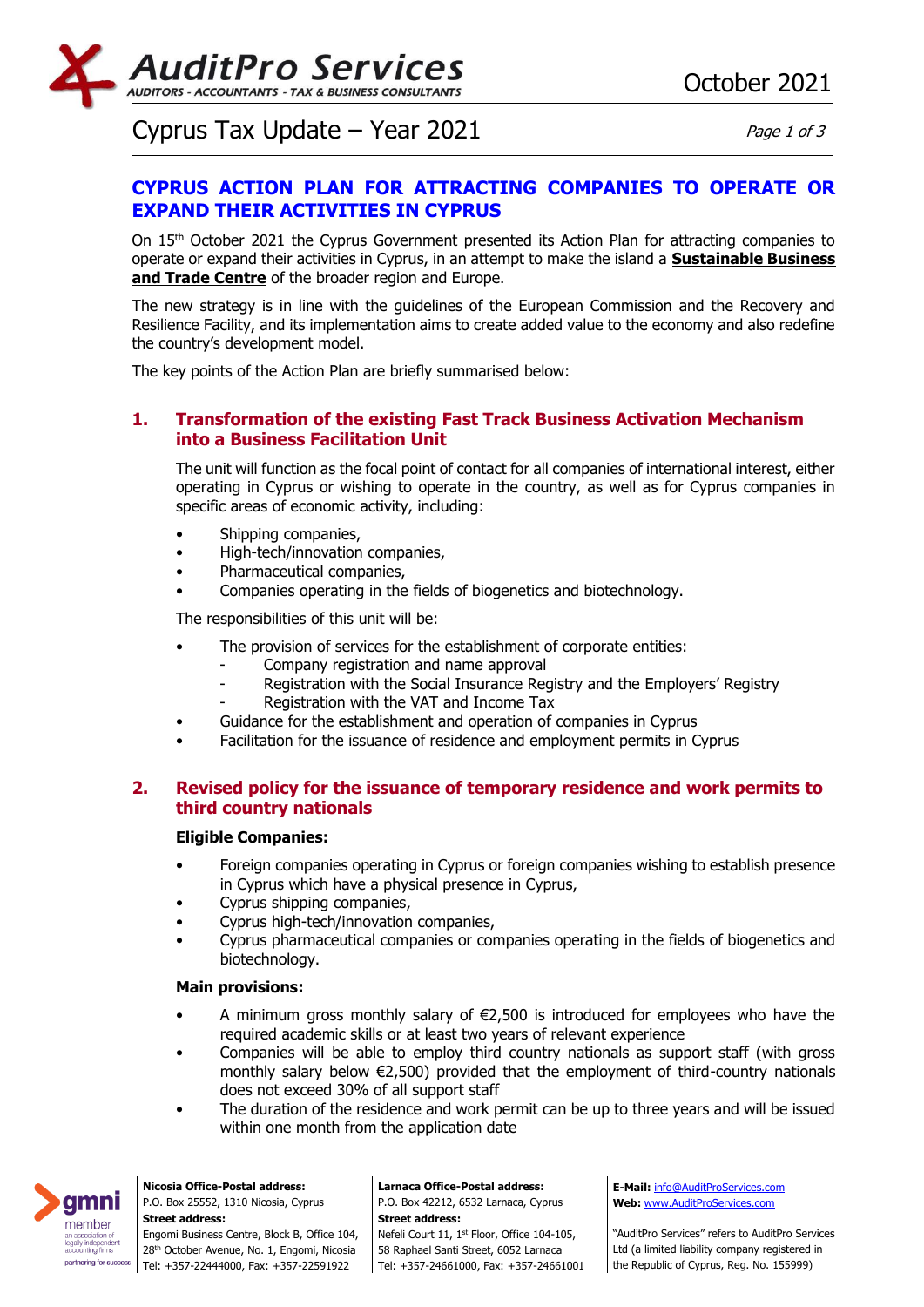# CYPRUS ACTION PLAN FOR ATTRACTING COMPANIES TO OPERATE OR EXPAND THEIR ACTIVITIES IN CYPRUS

On 15th October 2021 the Cyprus Government presented its Action Plan for attracting companies to operate or expand their activities in Cyprus, in an attempt to make the island a **Sustainable Business and Trade Centre** of the broader region and Europe.

The new strategy is in line with the guidelines of the European Commission and the Recovery and Resilience Facility, and its implementation aims to create added value to the economy and also redefine the country's development model.

The key points of the Action Plan are briefly summarised below:

## 1. Transformation of the existing Fast Track Business Activation Mechanism into a Business Facilitation Unit

The unit will function as the focal point of contact for all companies of international interest, either operating in Cyprus or wishing to operate in the country, as well as for Cyprus companies in specific areas of economic activity, including:

- Shipping companies,
- High-tech/innovation companies,
- Pharmaceutical companies,
- Companies operating in the fields of biogenetics and biotechnology.

The responsibilities of this unit will be:

- The provision of services for the establishment of corporate entities:
  - Company registration and name approval
  - Registration with the Social Insurance Registry and the Employers' Registry
  - Registration with the VAT and Income Tax
- Guidance for the establishment and operation of companies in Cyprus
- Facilitation for the issuance of residence and employment permits in Cyprus

## 2. Revised policy for the issuance of temporary residence and work permits to third country nationals

**Eligible Companies:**

- Foreign companies operating in Cyprus or foreign companies wishing to establish presence in Cyprus which have a physical presence in Cyprus,
- Cyprus shipping companies,
- Cyprus high-tech/innovation companies,
- Cyprus pharmaceutical companies or companies operating in the fields of biogenetics and biotechnology.

**Main provisions:**

- A minimum gross monthly salary of €2,500 is introduced for employees who have the required academic skills or at least two years of relevant experience
- Companies will be able to employ third country nationals as support staff (with gross monthly salary below €2,500) provided that the employment of third-country nationals does not exceed 30% of all support staff
- The duration of the residence and work permit can be up to three years and will be issued within one month from the application date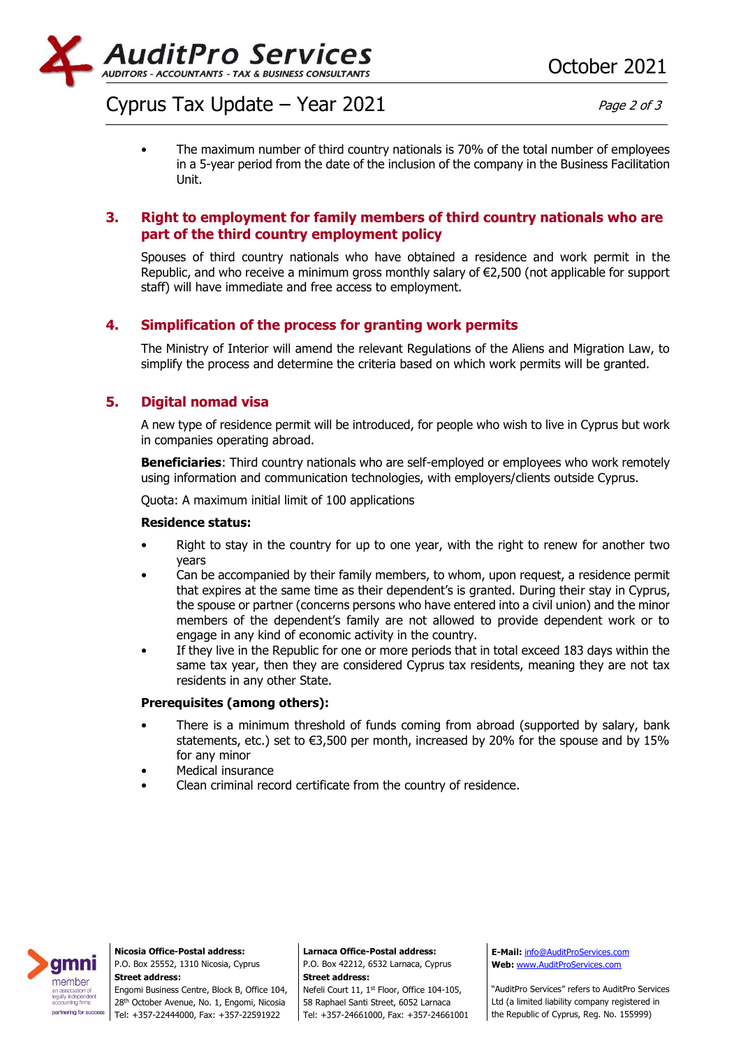- The maximum number of third country nationals is 70% of the total number of employees in a 5-year period from the date of the inclusion of the company in the Business Facilitation Unit.

## 3. Right to employment for family members of third country nationals who are part of the third country employment policy

Spouses of third country nationals who have obtained a residence and work permit in the Republic, and who receive a minimum gross monthly salary of €2,500 (not applicable for support staff) will have immediate and free access to employment.

## 4. Simplification of the process for granting work permits

The Ministry of Interior will amend the relevant Regulations of the Aliens and Migration Law, to simplify the process and determine the criteria based on which work permits will be granted.

## 5. Digital nomad visa

A new type of residence permit will be introduced, for people who wish to live in Cyprus but work in companies operating abroad.

**Beneficiaries**: Third country nationals who are self-employed or employees who work remotely using information and communication technologies, with employers/clients outside Cyprus.

Quota: A maximum initial limit of 100 applications

**Residence status:**

- Right to stay in the country for up to one year, with the right to renew for another two years
- Can be accompanied by their family members, to whom, upon request, a residence permit that expires at the same time as their dependent's is granted. During their stay in Cyprus, the spouse or partner (concerns persons who have entered into a civil union) and the minor members of the dependent's family are not allowed to provide dependent work or to engage in any kind of economic activity in the country.
- If they live in the Republic for one or more periods that in total exceed 183 days within the same tax year, then they are considered Cyprus tax residents, meaning they are not tax residents in any other State.

**Prerequisites (among others):**

- There is a minimum threshold of funds coming from abroad (supported by salary, bank statements, etc.) set to €3,500 per month, increased by 20% for the spouse and by 15% for any minor
- Medical insurance
- Clean criminal record certificate from the country of residence.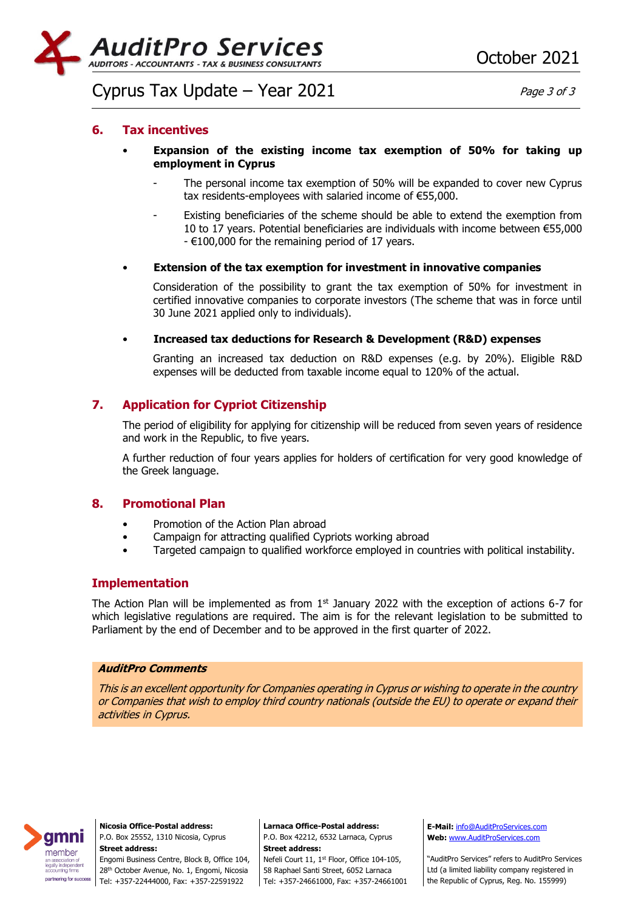## 6. Tax incentives

- **Expansion of the existing income tax exemption of 50% for taking up employment in Cyprus**
  - The personal income tax exemption of 50% will be expanded to cover new Cyprus tax residents-employees with salaried income of €55,000.
  - Existing beneficiaries of the scheme should be able to extend the exemption from 10 to 17 years. Potential beneficiaries are individuals with income between €55,000 - €100,000 for the remaining period of 17 years.

- **Extension of the tax exemption for investment in innovative companies**

  Consideration of the possibility to grant the tax exemption of 50% for investment in certified innovative companies to corporate investors (The scheme that was in force until 30 June 2021 applied only to individuals).

- **Increased tax deductions for Research & Development (R&D) expenses**

  Granting an increased tax deduction on R&D expenses (e.g. by 20%). Eligible R&D expenses will be deducted from taxable income equal to 120% of the actual.

## 7. Application for Cypriot Citizenship

The period of eligibility for applying for citizenship will be reduced from seven years of residence and work in the Republic, to five years.

A further reduction of four years applies for holders of certification for very good knowledge of the Greek language.

## 8. Promotional Plan

- Promotion of the Action Plan abroad
- Campaign for attracting qualified Cypriots working abroad
- Targeted campaign to qualified workforce employed in countries with political instability.

## Implementation

The Action Plan will be implemented as from 1st January 2022 with the exception of actions 6-7 for which legislative regulations are required. The aim is for the relevant legislation to be submitted to Parliament by the end of December and to be approved in the first quarter of 2022.

***AuditPro Comments***

*This is an excellent opportunity for Companies operating in Cyprus or wishing to operate in the country or Companies that wish to employ third country nationals (outside the EU) to operate or expand their activities in Cyprus.*

gmni member – an association of legally independent accounting firms – partnering for success

**Nicosia Office-Postal address:**
P.O. Box 25552, 1310 Nicosia, Cyprus
**Street address:**
Engomi Business Centre, Block B, Office 104, 28th October Avenue, No. 1, Engomi, Nicosia
Tel: +357-22444000, Fax: +357-22591922

**Larnaca Office-Postal address:**
P.O. Box 42212, 6532 Larnaca, Cyprus
**Street address:**
Nefeli Court 11, 1st Floor, Office 104-105, 58 Raphael Santi Street, 6052 Larnaca
Tel: +357-24661000, Fax: +357-24661001

**E-Mail:** info@AuditProServices.com
**Web:** www.AuditProServices.com

"AuditPro Services" refers to AuditPro Services Ltd (a limited liability company registered in the Republic of Cyprus, Reg. No. 155999)